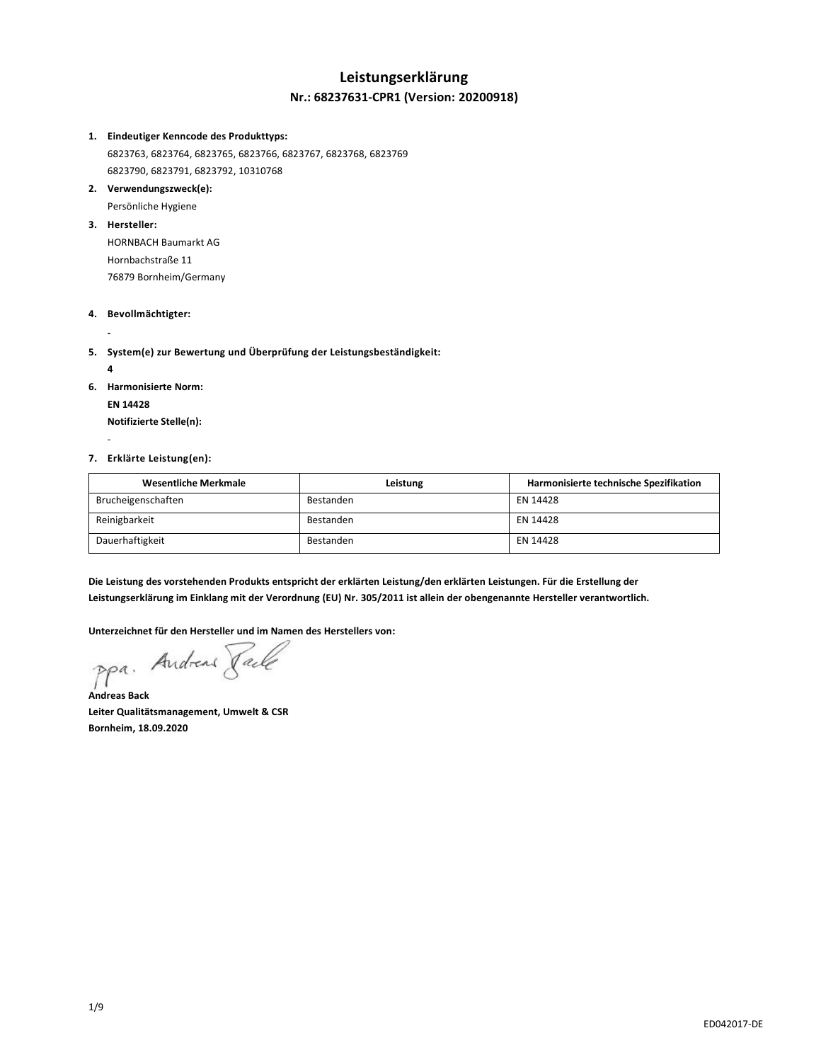# Leistungserklärung

## Nr.: 68237631-CPR1 (Version: 20200918)

1. **Eindeutiger Kenncode des Produkttyps:**
   6823763, 6823764, 6823765, 6823766, 6823767, 6823768, 6823769
   6823790, 6823791, 6823792, 10310768
2. **Verwendungszweck(e):**
   Persönliche Hygiene
3. **Hersteller:**
   HORNBACH Baumarkt AG
   Hornbachstraße 11
   76879 Bornheim/Germany
4. **Bevollmächtigter:**
   **-**
5. **System(e) zur Bewertung und Überprüfung der Leistungsbeständigkeit:**
   **4**
6. **Harmonisierte Norm:**
   **EN 14428**
   **Notifizierte Stelle(n):**
   -
7. **Erklärte Leistung(en):**

| Wesentliche Merkmale | Leistung | Harmonisierte technische Spezifikation |
|---|---|---|
| Brucheigenschaften | Bestanden | EN 14428 |
| Reinigbarkeit | Bestanden | EN 14428 |
| Dauerhaftigkeit | Bestanden | EN 14428 |

**Die Leistung des vorstehenden Produkts entspricht der erklärten Leistung/den erklärten Leistungen. Für die Erstellung der Leistungserklärung im Einklang mit der Verordnung (EU) Nr. 305/2011 ist allein der obengenannte Hersteller verantwortlich.**

**Unterzeichnet für den Hersteller und im Namen des Herstellers von:**

ppa. Andreas Back

**Andreas Back**
**Leiter Qualitätsmanagement, Umwelt & CSR**
**Bornheim, 18.09.2020**

ED042017-DE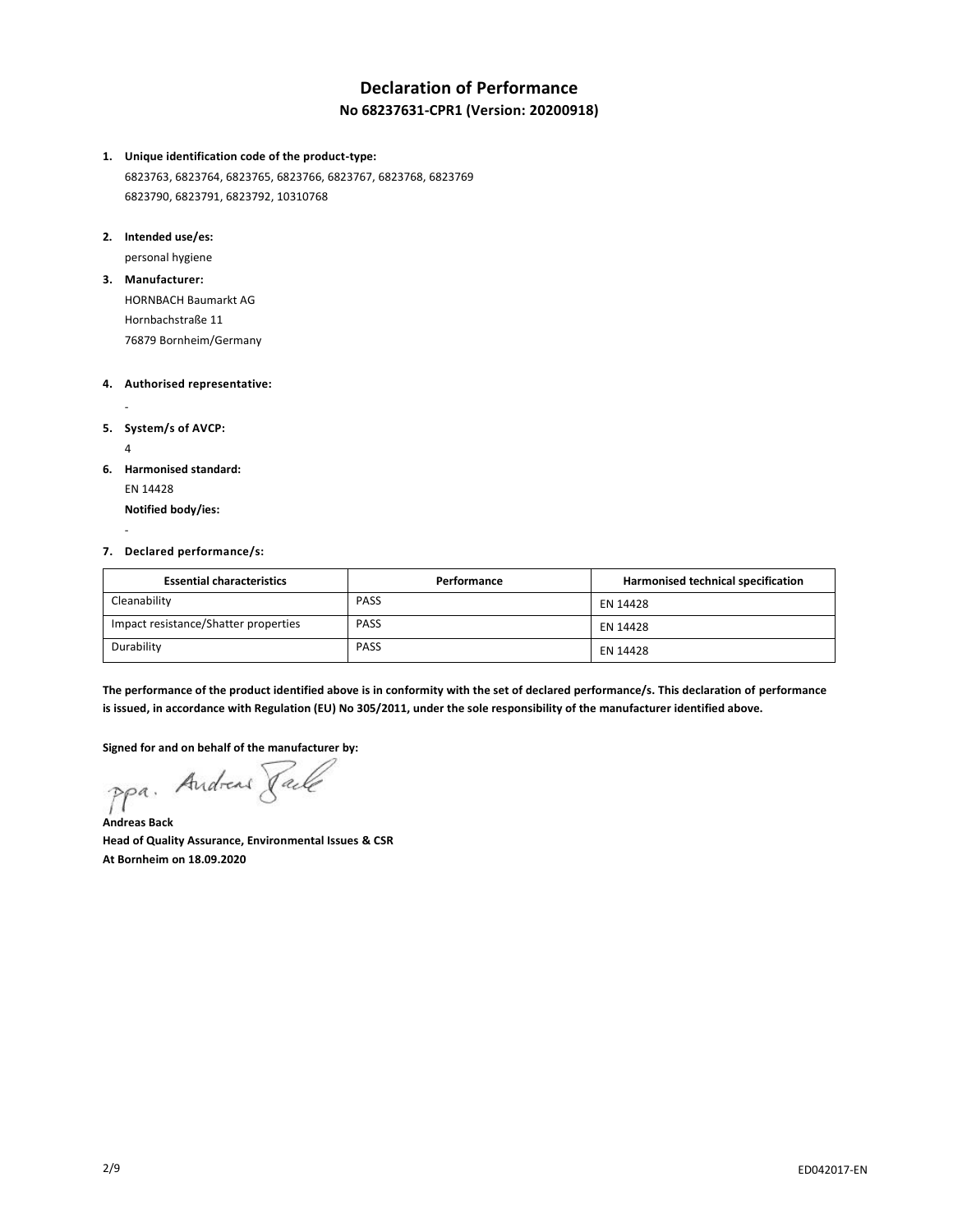# Declaration of Performance

## No 68237631-CPR1 (Version: 20200918)

1. **Unique identification code of the product-type:**
   6823763, 6823764, 6823765, 6823766, 6823767, 6823768, 6823769
   6823790, 6823791, 6823792, 10310768

2. **Intended use/es:**
   personal hygiene

3. **Manufacturer:**
   HORNBACH Baumarkt AG
   Hornbachstraße 11
   76879 Bornheim/Germany

4. **Authorised representative:**
   -

5. **System/s of AVCP:**
   4

6. **Harmonised standard:**
   EN 14428
   **Notified body/ies:**
   -

7. **Declared performance/s:**

| Essential characteristics | Performance | Harmonised technical specification |
| --- | --- | --- |
| Cleanability | PASS | EN 14428 |
| Impact resistance/Shatter properties | PASS | EN 14428 |
| Durability | PASS | EN 14428 |

**The performance of the product identified above is in conformity with the set of declared performance/s. This declaration of performance is issued, in accordance with Regulation (EU) No 305/2011, under the sole responsibility of the manufacturer identified above.**

**Signed for and on behalf of the manufacturer by:**

ppa. Andreas Back

**Andreas Back**
**Head of Quality Assurance, Environmental Issues & CSR**
**At Bornheim on 18.09.2020**

ED042017-EN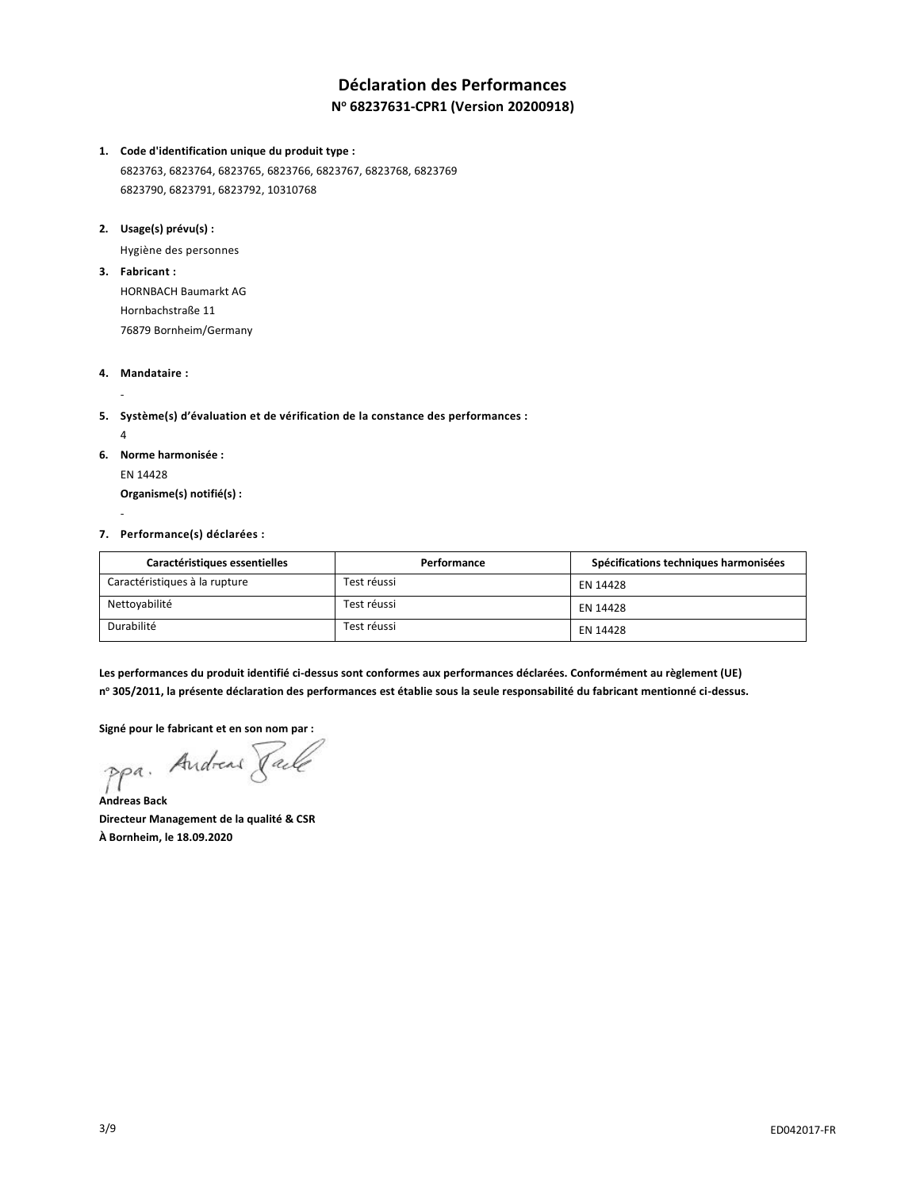# Déclaration des Performances

## N° 68237631-CPR1 (Version 20200918)

1. **Code d'identification unique du produit type :**
   6823763, 6823764, 6823765, 6823766, 6823767, 6823768, 6823769
   6823790, 6823791, 6823792, 10310768

2. **Usage(s) prévu(s) :**
   Hygiène des personnes

3. **Fabricant :**
   HORNBACH Baumarkt AG
   Hornbachstraße 11
   76879 Bornheim/Germany

4. **Mandataire :**
   -

5. **Système(s) d'évaluation et de vérification de la constance des performances :**
   4

6. **Norme harmonisée :**
   EN 14428
   **Organisme(s) notifié(s) :**
   -

7. **Performance(s) déclarées :**

| Caractéristiques essentielles | Performance | Spécifications techniques harmonisées |
|---|---|---|
| Caractéristiques à la rupture | Test réussi | EN 14428 |
| Nettoyabilité | Test réussi | EN 14428 |
| Durabilité | Test réussi | EN 14428 |

**Les performances du produit identifié ci-dessus sont conformes aux performances déclarées. Conformément au règlement (UE) n° 305/2011, la présente déclaration des performances est établie sous la seule responsabilité du fabricant mentionné ci-dessus.**

**Signé pour le fabricant et en son nom par :**

ppa. Andreas Back

**Andreas Back**
**Directeur Management de la qualité & CSR**
**À Bornheim, le 18.09.2020**

ED042017-FR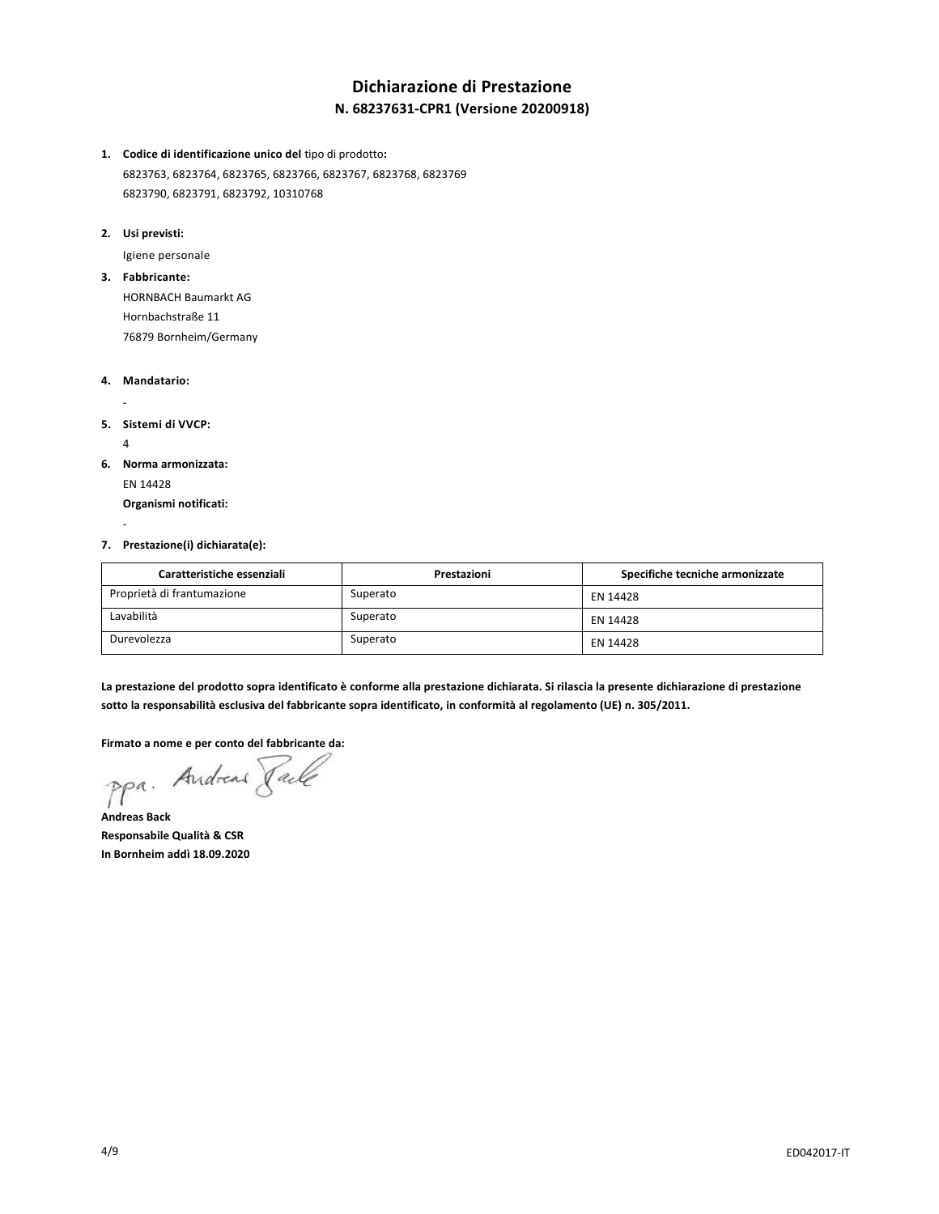# Dichiarazione di Prestazione

## N. 68237631-CPR1 (Versione 20200918)

1. **Codice di identificazione unico del** tipo di prodotto**:**
   6823763, 6823764, 6823765, 6823766, 6823767, 6823768, 6823769
   6823790, 6823791, 6823792, 10310768

2. **Usi previsti:**
   Igiene personale

3. **Fabbricante:**
   HORNBACH Baumarkt AG
   Hornbachstraße 11
   76879 Bornheim/Germany

4. **Mandatario:**
   -

5. **Sistemi di VVCP:**
   4

6. **Norma armonizzata:**
   EN 14428
   **Organismi notificati:**
   -

7. **Prestazione(i) dichiarata(e):**

| Caratteristiche essenziali | Prestazioni | Specifiche tecniche armonizzate |
|---|---|---|
| Proprietà di frantumazione | Superato | EN 14428 |
| Lavabilità | Superato | EN 14428 |
| Durevolezza | Superato | EN 14428 |

**La prestazione del prodotto sopra identificato è conforme alla prestazione dichiarata. Si rilascia la presente dichiarazione di prestazione sotto la responsabilità esclusiva del fabbricante sopra identificato, in conformità al regolamento (UE) n. 305/2011.**

**Firmato a nome e per conto del fabbricante da:**

ppa. Andreas Back

**Andreas Back**
**Responsabile Qualità & CSR**
**In Bornheim addì 18.09.2020**

ED042017-IT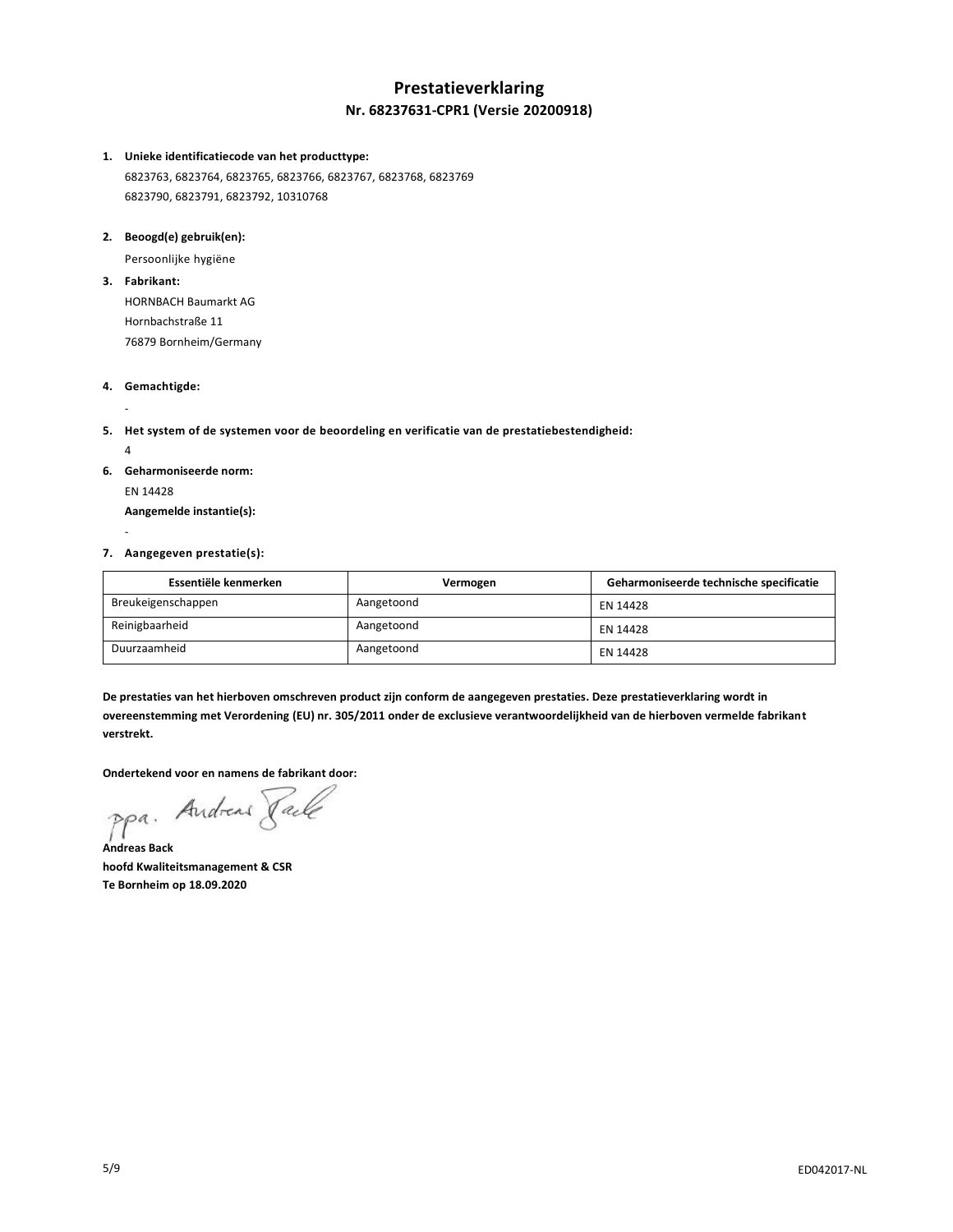# Prestatieverklaring

## Nr. 68237631-CPR1 (Versie 20200918)

1. **Unieke identificatiecode van het producttype:**
   6823763, 6823764, 6823765, 6823766, 6823767, 6823768, 6823769
   6823790, 6823791, 6823792, 10310768

2. **Beoogd(e) gebruik(en):**
   Persoonlijke hygiëne

3. **Fabrikant:**
   HORNBACH Baumarkt AG
   Hornbachstraße 11
   76879 Bornheim/Germany

4. **Gemachtigde:**
   -

5. **Het system of de systemen voor de beoordeling en verificatie van de prestatiebestendigheid:**
   4

6. **Geharmoniseerde norm:**
   EN 14428
   **Aangemelde instantie(s):**
   -

7. **Aangegeven prestatie(s):**

| Essentiële kenmerken | Vermogen | Geharmoniseerde technische specificatie |
| --- | --- | --- |
| Breukeigenschappen | Aangetoond | EN 14428 |
| Reinigbaarheid | Aangetoond | EN 14428 |
| Duurzaamheid | Aangetoond | EN 14428 |

**De prestaties van het hierboven omschreven product zijn conform de aangegeven prestaties. Deze prestatieverklaring wordt in overeenstemming met Verordening (EU) nr. 305/2011 onder de exclusieve verantwoordelijkheid van de hierboven vermelde fabrikant verstrekt.**

**Ondertekend voor en namens de fabrikant door:**

ppa. Andreas Back

**Andreas Back**
**hoofd Kwaliteitsmanagement & CSR**
**Te Bornheim op 18.09.2020**

ED042017-NL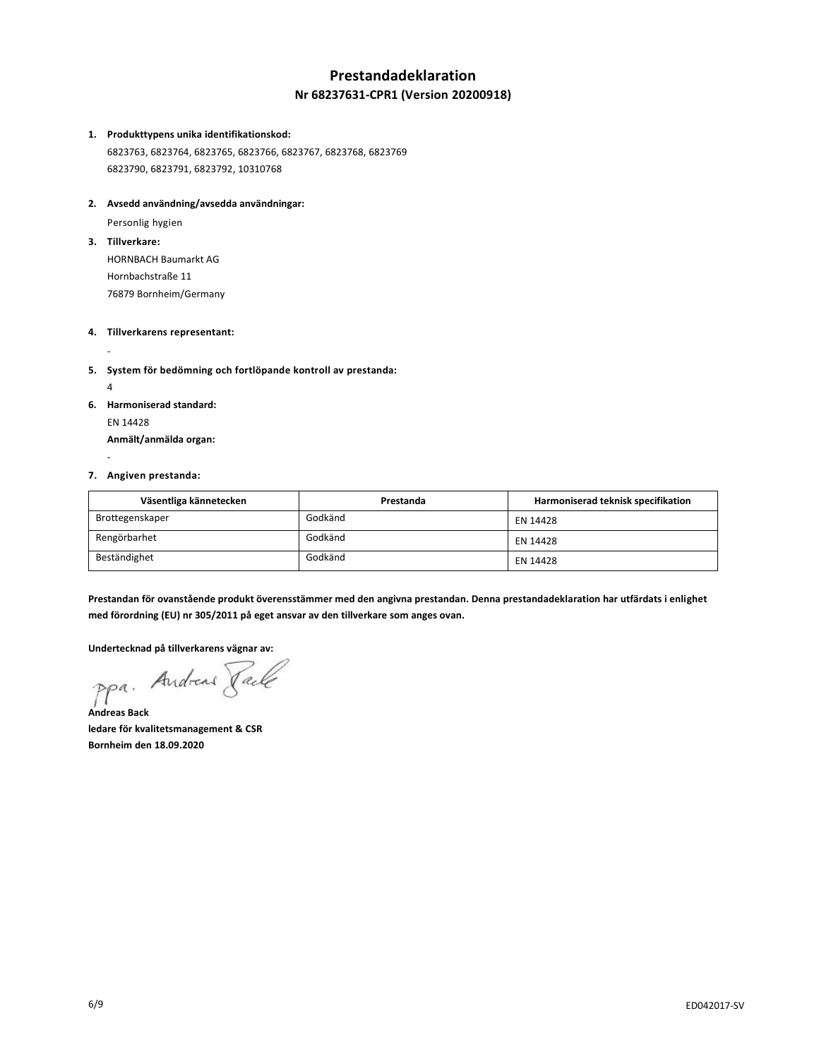# Prestandadeklaration

## Nr 68237631-CPR1 (Version 20200918)

1. **Produkttypens unika identifikationskod:**
   6823763, 6823764, 6823765, 6823766, 6823767, 6823768, 6823769
   6823790, 6823791, 6823792, 10310768

2. **Avsedd användning/avsedda användningar:**
   Personlig hygien

3. **Tillverkare:**
   HORNBACH Baumarkt AG
   Hornbachstraße 11
   76879 Bornheim/Germany

4. **Tillverkarens representant:**
   -

5. **System för bedömning och fortlöpande kontroll av prestanda:**
   4

6. **Harmoniserad standard:**
   EN 14428
   **Anmält/anmälda organ:**
   -

7. **Angiven prestanda:**

| Väsentliga kännetecken | Prestanda | Harmoniserad teknisk specifikation |
|---|---|---|
| Brottegenskaper | Godkänd | EN 14428 |
| Rengörbarhet | Godkänd | EN 14428 |
| Beständighet | Godkänd | EN 14428 |

**Prestandan för ovanstående produkt överensstämmer med den angivna prestandan. Denna prestandadeklaration har utfärdats i enlighet med förordning (EU) nr 305/2011 på eget ansvar av den tillverkare som anges ovan.**

**Undertecknad på tillverkarens vägnar av:**

ppa. Andreas Back

**Andreas Back**
**ledare för kvalitetsmanagement & CSR**
**Bornheim den 18.09.2020**

ED042017-SV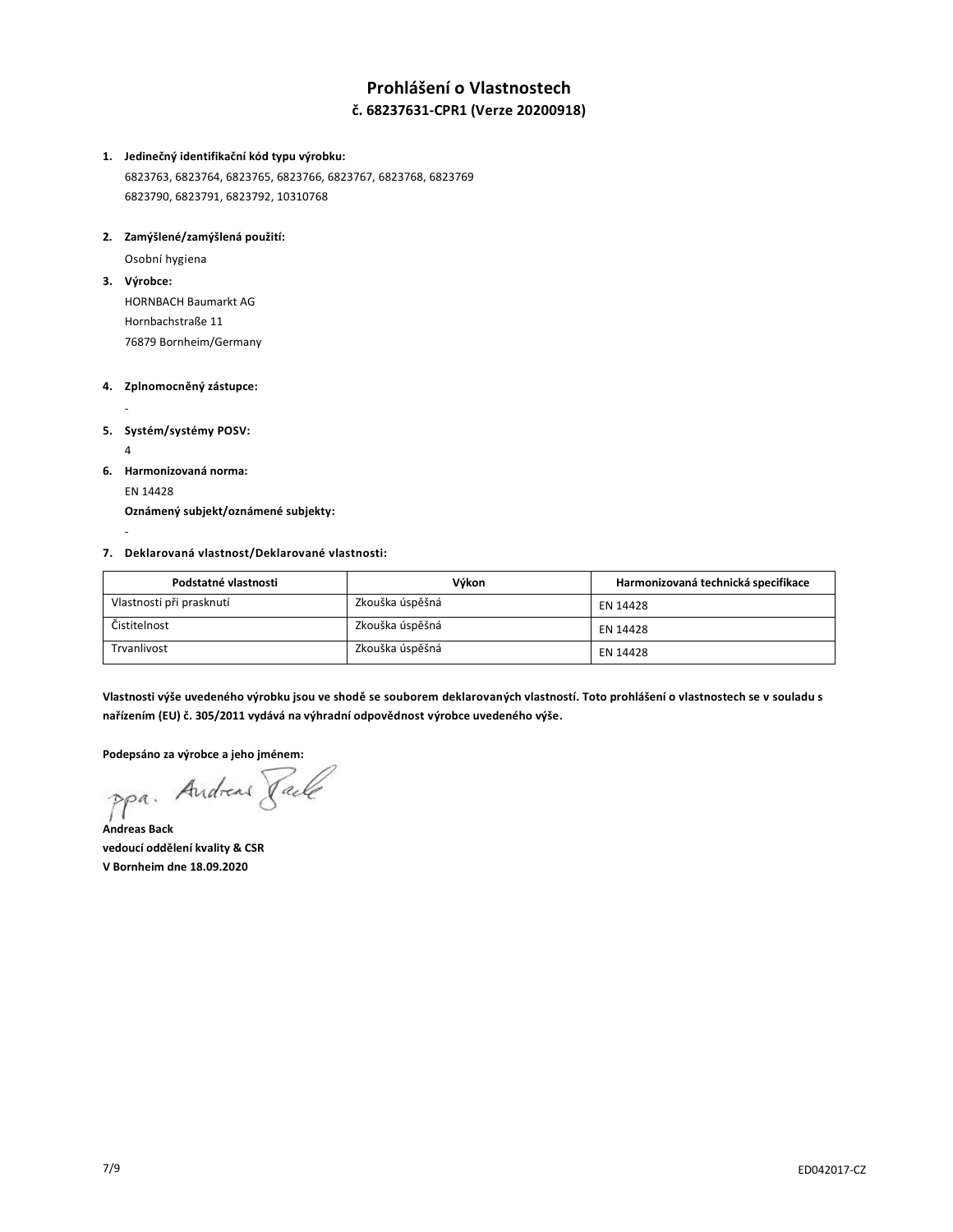# Prohlášení o Vlastnostech

## č. 68237631-CPR1 (Verze 20200918)

1. **Jedinečný identifikační kód typu výrobku:**
   6823763, 6823764, 6823765, 6823766, 6823767, 6823768, 6823769
   6823790, 6823791, 6823792, 10310768

2. **Zamýšlené/zamýšlená použití:**
   Osobní hygiena

3. **Výrobce:**
   HORNBACH Baumarkt AG
   Hornbachstraße 11
   76879 Bornheim/Germany

4. **Zplnomocněný zástupce:**
   -

5. **Systém/systémy POSV:**
   4

6. **Harmonizovaná norma:**
   EN 14428
   **Oznámený subjekt/oznámené subjekty:**
   -

7. **Deklarovaná vlastnost/Deklarované vlastnosti:**

| Podstatné vlastnosti | Výkon | Harmonizovaná technická specifikace |
|---|---|---|
| Vlastnosti při prasknutí | Zkouška úspěšná | EN 14428 |
| Čistitelnost | Zkouška úspěšná | EN 14428 |
| Trvanlivost | Zkouška úspěšná | EN 14428 |

**Vlastnosti výše uvedeného výrobku jsou ve shodě se souborem deklarovaných vlastností. Toto prohlášení o vlastnostech se v souladu s nařízením (EU) č. 305/2011 vydává na výhradní odpovědnost výrobce uvedeného výše.**

**Podepsáno za výrobce a jeho jménem:**

ppa. Andreas Back

**Andreas Back**
**vedoucí oddělení kvality & CSR**
**V Bornheim dne 18.09.2020**

ED042017-CZ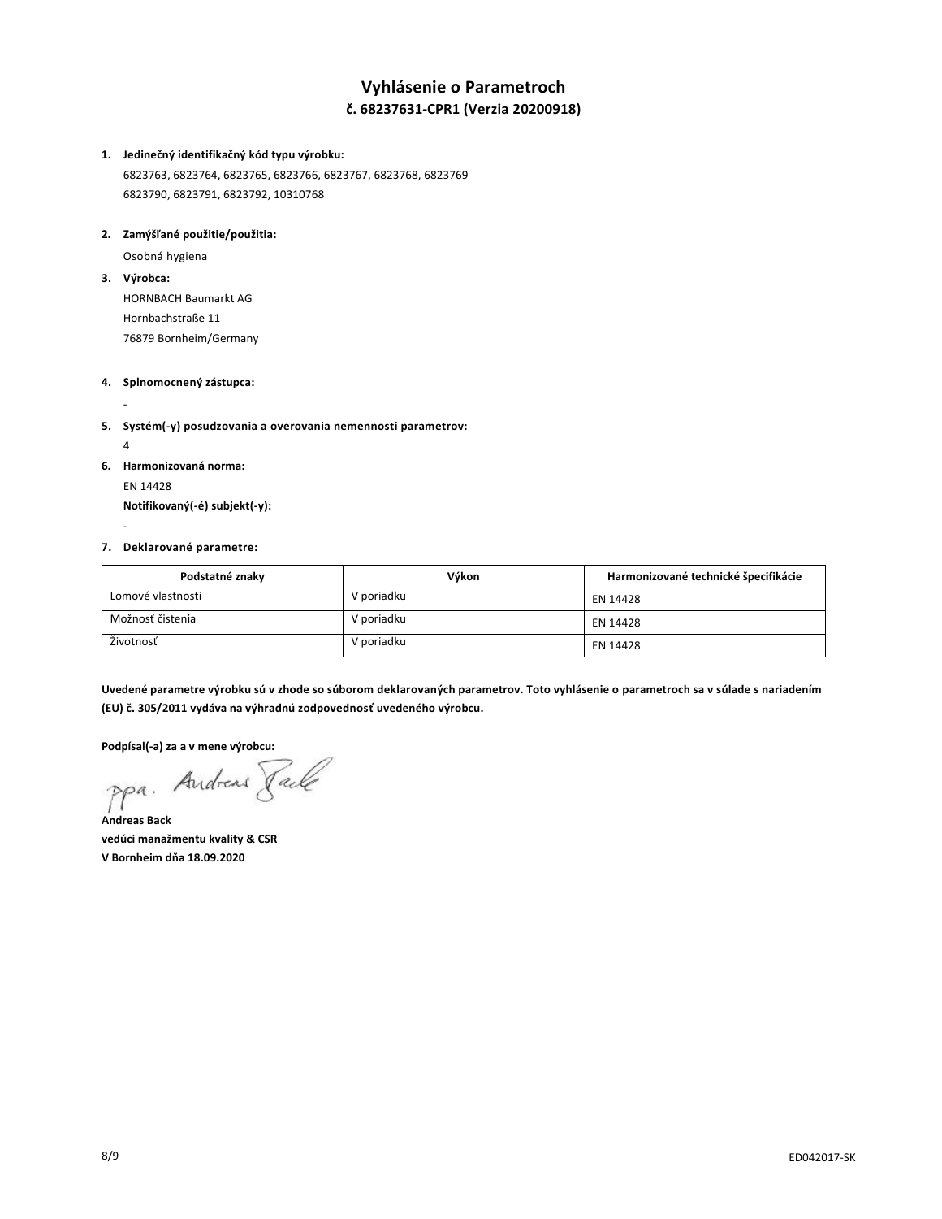# Vyhlásenie o Parametroch

## č. 68237631-CPR1 (Verzia 20200918)

1. **Jedinečný identifikačný kód typu výrobku:**
   6823763, 6823764, 6823765, 6823766, 6823767, 6823768, 6823769
   6823790, 6823791, 6823792, 10310768

2. **Zamýšľané použitie/použitia:**
   Osobná hygiena

3. **Výrobca:**
   HORNBACH Baumarkt AG
   Hornbachstraße 11
   76879 Bornheim/Germany

4. **Splnomocnený zástupca:**
   -

5. **Systém(-y) posudzovania a overovania nemennosti parametrov:**
   4

6. **Harmonizovaná norma:**
   EN 14428
   **Notifikovaný(-é) subjekt(-y):**
   -

7. **Deklarované parametre:**

| Podstatné znaky | Výkon | Harmonizované technické špecifikácie |
| --- | --- | --- |
| Lomové vlastnosti | V poriadku | EN 14428 |
| Možnosť čistenia | V poriadku | EN 14428 |
| Životnosť | V poriadku | EN 14428 |

**Uvedené parametre výrobku sú v zhode so súborom deklarovaných parametrov. Toto vyhlásenie o parametroch sa v súlade s nariadením (EU) č. 305/2011 vydáva na výhradnú zodpovednosť uvedeného výrobcu.**

**Podpísal(-a) za a v mene výrobcu:**

ppa. Andreas Back

**Andreas Back**
**vedúci manažmentu kvality & CSR**
**V Bornheim dňa 18.09.2020**

ED042017-SK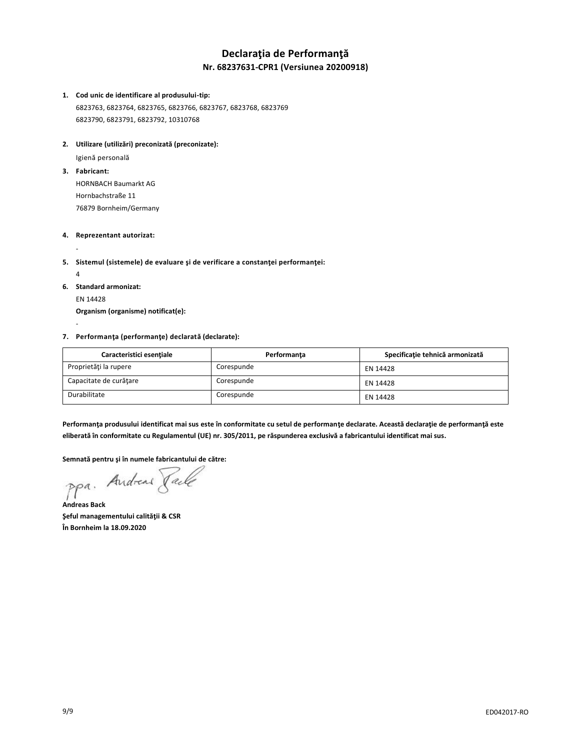# Declaraţia de Performanţă

## Nr. 68237631-CPR1 (Versiunea 20200918)

1. **Cod unic de identificare al produsului-tip:**
   6823763, 6823764, 6823765, 6823766, 6823767, 6823768, 6823769
   6823790, 6823791, 6823792, 10310768

2. **Utilizare (utilizări) preconizată (preconizate):**
   Igienă personală

3. **Fabricant:**
   HORNBACH Baumarkt AG
   Hornbachstraße 11
   76879 Bornheim/Germany

4. **Reprezentant autorizat:**
   -

5. **Sistemul (sistemele) de evaluare şi de verificare a constanţei performanţei:**
   4

6. **Standard armonizat:**
   EN 14428
   **Organism (organisme) notificat(e):**
   -

7. **Performanţa (performanţe) declarată (declarate):**

| Caracteristici esenţiale | Performanţa | Specificaţie tehnică armonizată |
|---|---|---|
| Proprietăţi la rupere | Corespunde | EN 14428 |
| Capacitate de curăţare | Corespunde | EN 14428 |
| Durabilitate | Corespunde | EN 14428 |

**Performanţa produsului identificat mai sus este în conformitate cu setul de performanţe declarate. Această declaraţie de performanţă este eliberată în conformitate cu Regulamentul (UE) nr. 305/2011, pe răspunderea exclusivă a fabricantului identificat mai sus.**

**Semnată pentru şi în numele fabricantului de către:**

ppa. Andreas Back

**Andreas Back**
**Şeful managementului calităţii & CSR**
**În Bornheim la 18.09.2020**

ED042017-RO